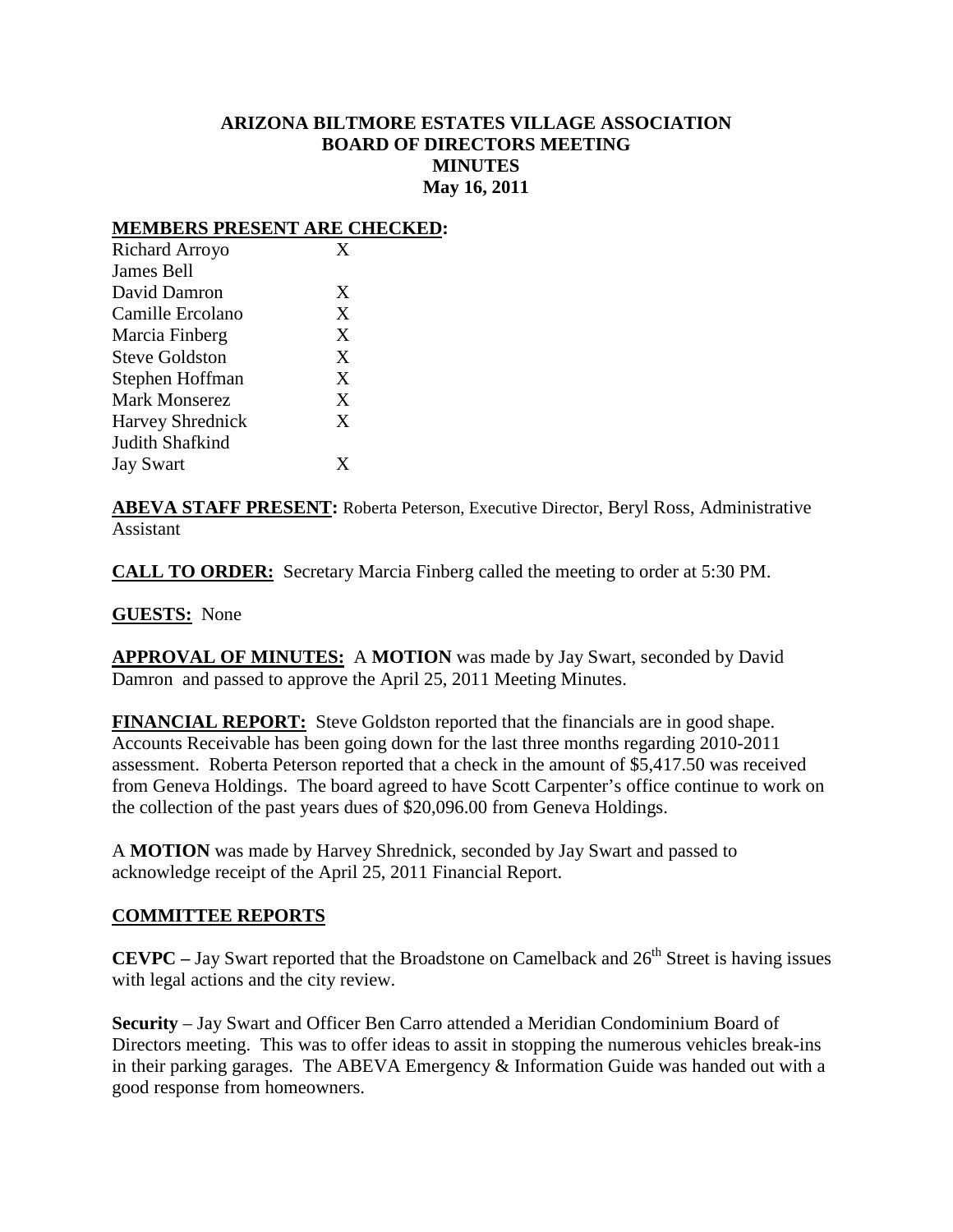# ARIZONA BILTMORE ESTATES VILLAGE ASSOCIATION
## BOARD OF DIRECTORS MEETING
## MINUTES
## May 16, 2011

**MEMBERS PRESENT ARE CHECKED:**

| Member | Present |
|---|---|
| Richard Arroyo | X |
| James Bell | |
| David Damron | X |
| Camille Ercolano | X |
| Marcia Finberg | X |
| Steve Goldston | X |
| Stephen Hoffman | X |
| Mark Monserez | X |
| Harvey Shrednick | X |
| Judith Shafkind | |
| Jay Swart | X |

**ABEVA STAFF PRESENT:** Roberta Peterson, Executive Director, Beryl Ross, Administrative Assistant

**CALL TO ORDER:** Secretary Marcia Finberg called the meeting to order at 5:30 PM.

**GUESTS:** None

**APPROVAL OF MINUTES:** A **MOTION** was made by Jay Swart, seconded by David Damron and passed to approve the April 25, 2011 Meeting Minutes.

**FINANCIAL REPORT:** Steve Goldston reported that the financials are in good shape. Accounts Receivable has been going down for the last three months regarding 2010-2011 assessment. Roberta Peterson reported that a check in the amount of $5,417.50 was received from Geneva Holdings. The board agreed to have Scott Carpenter's office continue to work on the collection of the past years dues of $20,096.00 from Geneva Holdings.

A **MOTION** was made by Harvey Shrednick, seconded by Jay Swart and passed to acknowledge receipt of the April 25, 2011 Financial Report.

## COMMITTEE REPORTS

**CEVPC –** Jay Swart reported that the Broadstone on Camelback and 26th Street is having issues with legal actions and the city review.

**Security** – Jay Swart and Officer Ben Carro attended a Meridian Condominium Board of Directors meeting. This was to offer ideas to assit in stopping the numerous vehicles break-ins in their parking garages. The ABEVA Emergency & Information Guide was handed out with a good response from homeowners.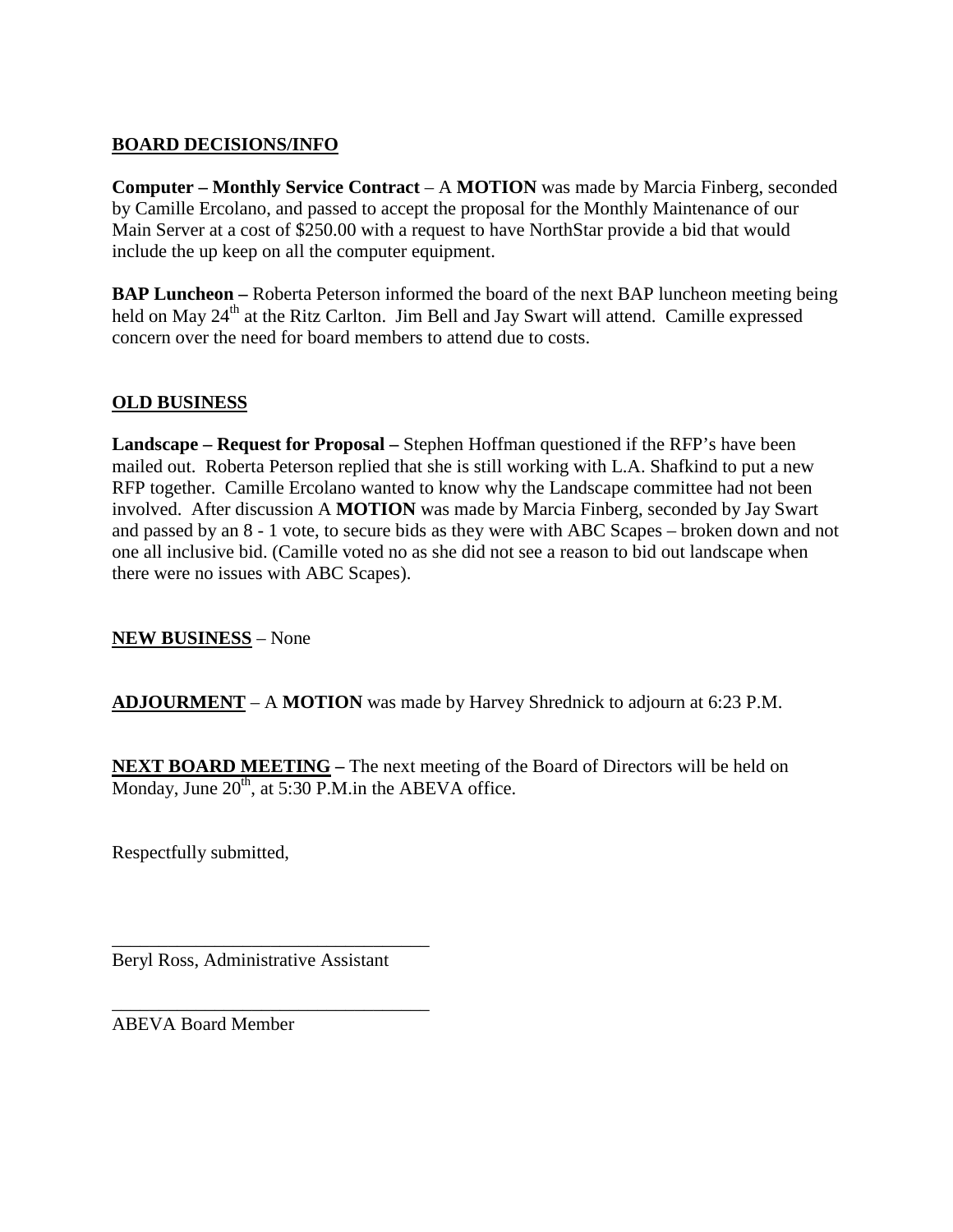**BOARD DECISIONS/INFO**

**Computer – Monthly Service Contract** – A **MOTION** was made by Marcia Finberg, seconded by Camille Ercolano, and passed to accept the proposal for the Monthly Maintenance of our Main Server at a cost of $250.00 with a request to have NorthStar provide a bid that would include the up keep on all the computer equipment.

**BAP Luncheon –** Roberta Peterson informed the board of the next BAP luncheon meeting being held on May 24th at the Ritz Carlton. Jim Bell and Jay Swart will attend. Camille expressed concern over the need for board members to attend due to costs.

**OLD BUSINESS**

**Landscape – Request for Proposal –** Stephen Hoffman questioned if the RFP's have been mailed out. Roberta Peterson replied that she is still working with L.A. Shafkind to put a new RFP together. Camille Ercolano wanted to know why the Landscape committee had not been involved. After discussion A **MOTION** was made by Marcia Finberg, seconded by Jay Swart and passed by an 8 - 1 vote, to secure bids as they were with ABC Scapes – broken down and not one all inclusive bid. (Camille voted no as she did not see a reason to bid out landscape when there were no issues with ABC Scapes).

**NEW BUSINESS** – None

**ADJOURMENT** – A **MOTION** was made by Harvey Shrednick to adjourn at 6:23 P.M.

**NEXT BOARD MEETING –** The next meeting of the Board of Directors will be held on Monday, June 20th, at 5:30 P.M.in the ABEVA office.

Respectfully submitted,

\_\_\_\_\_\_\_\_\_\_\_\_\_\_\_\_\_\_\_\_\_\_\_\_\_\_\_\_\_\_\_\_\_\_\_

Beryl Ross, Administrative Assistant

\_\_\_\_\_\_\_\_\_\_\_\_\_\_\_\_\_\_\_\_\_\_\_\_\_\_\_\_\_\_\_\_\_\_\_

ABEVA Board Member